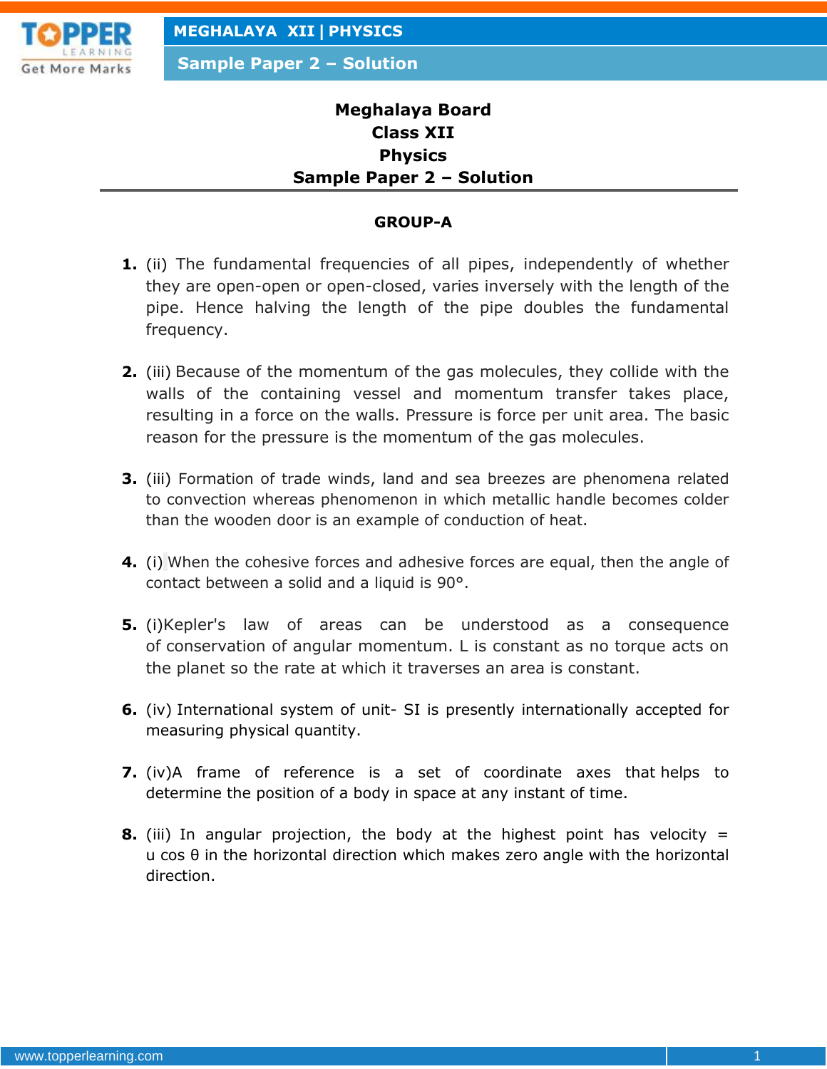# Meghalaya Board
# Class XII
# Physics
# Sample Paper 2 – Solution

## GROUP-A

1. (ii) The fundamental frequencies of all pipes, independently of whether they are open-open or open-closed, varies inversely with the length of the pipe. Hence halving the length of the pipe doubles the fundamental frequency.

2. (iii) Because of the momentum of the gas molecules, they collide with the walls of the containing vessel and momentum transfer takes place, resulting in a force on the walls. Pressure is force per unit area. The basic reason for the pressure is the momentum of the gas molecules.

3. (iii) Formation of trade winds, land and sea breezes are phenomena related to convection whereas phenomenon in which metallic handle becomes colder than the wooden door is an example of conduction of heat.

4. (i) When the cohesive forces and adhesive forces are equal, then the angle of contact between a solid and a liquid is 90°.

5. (i)Kepler's law of areas can be understood as a consequence of conservation of angular momentum. L is constant as no torque acts on the planet so the rate at which it traverses an area is constant.

6. (iv) International system of unit- SI is presently internationally accepted for measuring physical quantity.

7. (iv)A frame of reference is a set of coordinate axes that helps to determine the position of a body in space at any instant of time.

8. (iii) In angular projection, the body at the highest point has velocity = u cos θ in the horizontal direction which makes zero angle with the horizontal direction.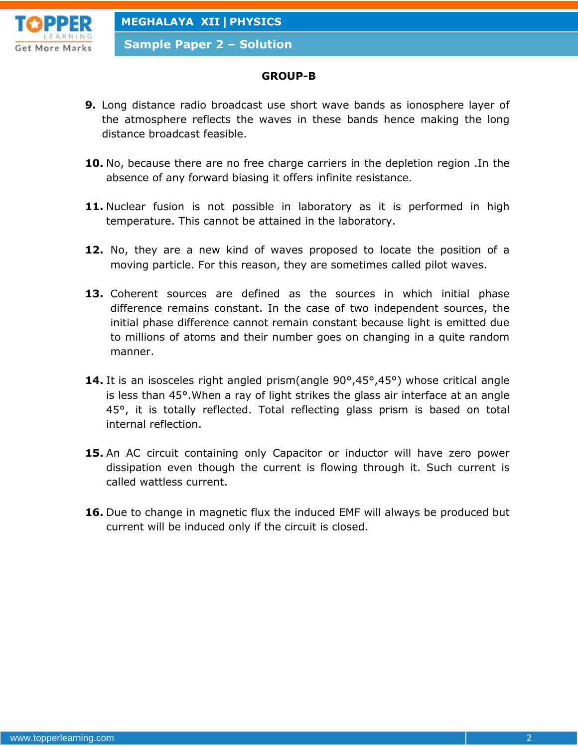## GROUP-B

**9.** Long distance radio broadcast use short wave bands as ionosphere layer of the atmosphere reflects the waves in these bands hence making the long distance broadcast feasible.

**10.** No, because there are no free charge carriers in the depletion region .In the absence of any forward biasing it offers infinite resistance.

**11.** Nuclear fusion is not possible in laboratory as it is performed in high temperature. This cannot be attained in the laboratory.

**12.** No, they are a new kind of waves proposed to locate the position of a moving particle. For this reason, they are sometimes called pilot waves.

**13.** Coherent sources are defined as the sources in which initial phase difference remains constant. In the case of two independent sources, the initial phase difference cannot remain constant because light is emitted due to millions of atoms and their number goes on changing in a quite random manner.

**14.** It is an isosceles right angled prism(angle 90°,45°,45°) whose critical angle is less than 45°.When a ray of light strikes the glass air interface at an angle 45°, it is totally reflected. Total reflecting glass prism is based on total internal reflection.

**15.** An AC circuit containing only Capacitor or inductor will have zero power dissipation even though the current is flowing through it. Such current is called wattless current.

**16.** Due to change in magnetic flux the induced EMF will always be produced but current will be induced only if the circuit is closed.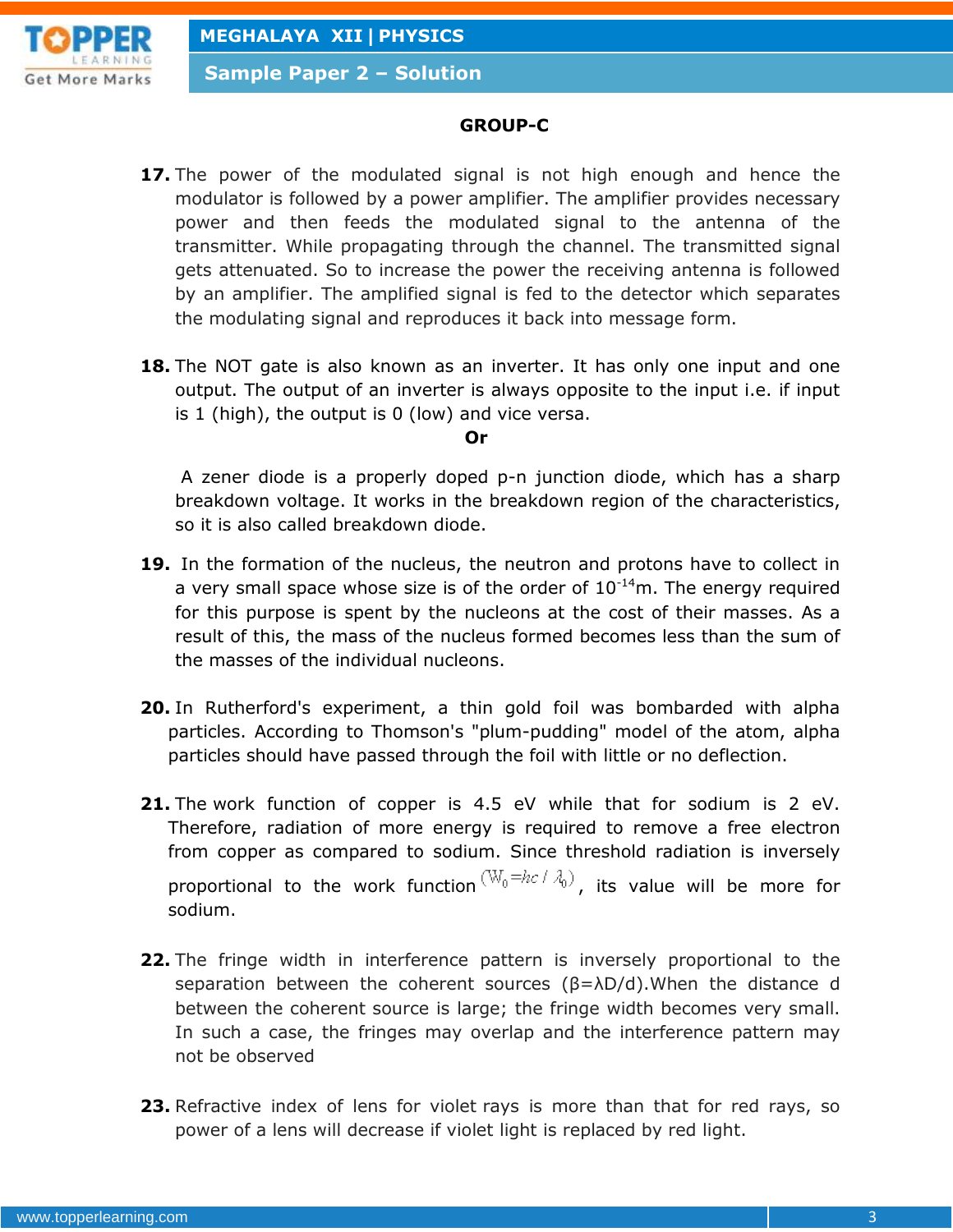## GROUP-C

**17.** The power of the modulated signal is not high enough and hence the modulator is followed by a power amplifier. The amplifier provides necessary power and then feeds the modulated signal to the antenna of the transmitter. While propagating through the channel. The transmitted signal gets attenuated. So to increase the power the receiving antenna is followed by an amplifier. The amplified signal is fed to the detector which separates the modulating signal and reproduces it back into message form.

**18.** The NOT gate is also known as an inverter. It has only one input and one output. The output of an inverter is always opposite to the input i.e. if input is 1 (high), the output is 0 (low) and vice versa.

**Or**

A zener diode is a properly doped p-n junction diode, which has a sharp breakdown voltage. It works in the breakdown region of the characteristics, so it is also called breakdown diode.

**19.** In the formation of the nucleus, the neutron and protons have to collect in a very small space whose size is of the order of $10^{-14}$m. The energy required for this purpose is spent by the nucleons at the cost of their masses. As a result of this, the mass of the nucleus formed becomes less than the sum of the masses of the individual nucleons.

**20.** In Rutherford's experiment, a thin gold foil was bombarded with alpha particles. According to Thomson's "plum-pudding" model of the atom, alpha particles should have passed through the foil with little or no deflection.

**21.** The work function of copper is 4.5 eV while that for sodium is 2 eV. Therefore, radiation of more energy is required to remove a free electron from copper as compared to sodium. Since threshold radiation is inversely proportional to the work function $(W_0 = hc/\lambda_0)$, its value will be more for sodium.

**22.** The fringe width in interference pattern is inversely proportional to the separation between the coherent sources ($\beta = \lambda D/d$).When the distance d between the coherent source is large; the fringe width becomes very small. In such a case, the fringes may overlap and the interference pattern may not be observed

**23.** Refractive index of lens for violet rays is more than that for red rays, so power of a lens will decrease if violet light is replaced by red light.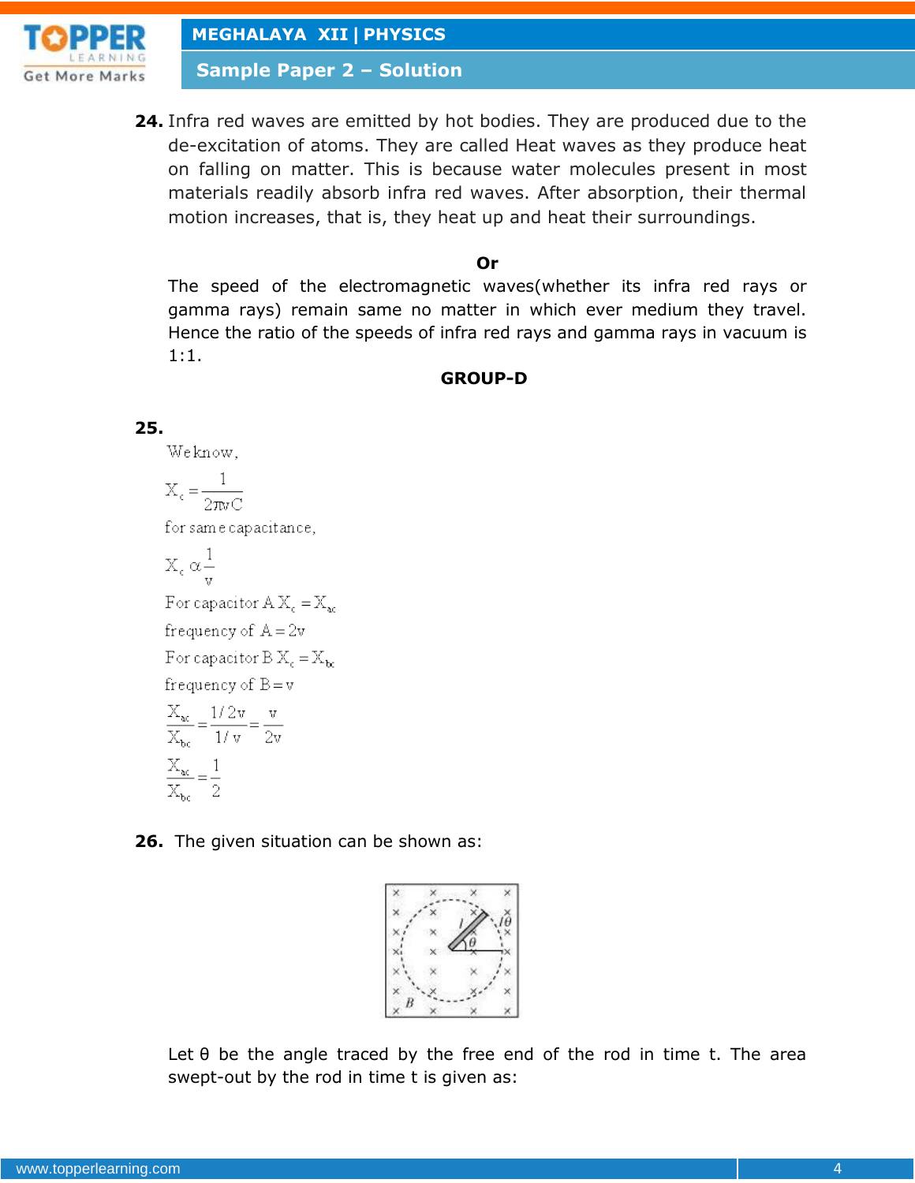**24.** Infra red waves are emitted by hot bodies. They are produced due to the de-excitation of atoms. They are called Heat waves as they produce heat on falling on matter. This is because water molecules present in most materials readily absorb infra red waves. After absorption, their thermal motion increases, that is, they heat up and heat their surroundings.

**Or**

The speed of the electromagnetic waves(whether its infra red rays or gamma rays) remain same no matter in which ever medium they travel. Hence the ratio of the speeds of infra red rays and gamma rays in vacuum is 1:1.

## GROUP-D

**25.**

We know,

$$X_c = \frac{1}{2\pi v C}$$

for same capacitance,

$$X_c \propto \frac{1}{v}$$

For capacitor A $X_c = X_{ac}$

frequency of $A = 2v$

For capacitor B $X_c = X_{bc}$

frequency of $B = v$

$$\frac{X_{ac}}{X_{bc}} = \frac{1/2v}{1/v} = \frac{v}{2v}$$

$$\frac{X_{ac}}{X_{bc}} = \frac{1}{2}$$

**26.** The given situation can be shown as:

Let θ be the angle traced by the free end of the rod in time t. The area swept-out by the rod in time t is given as: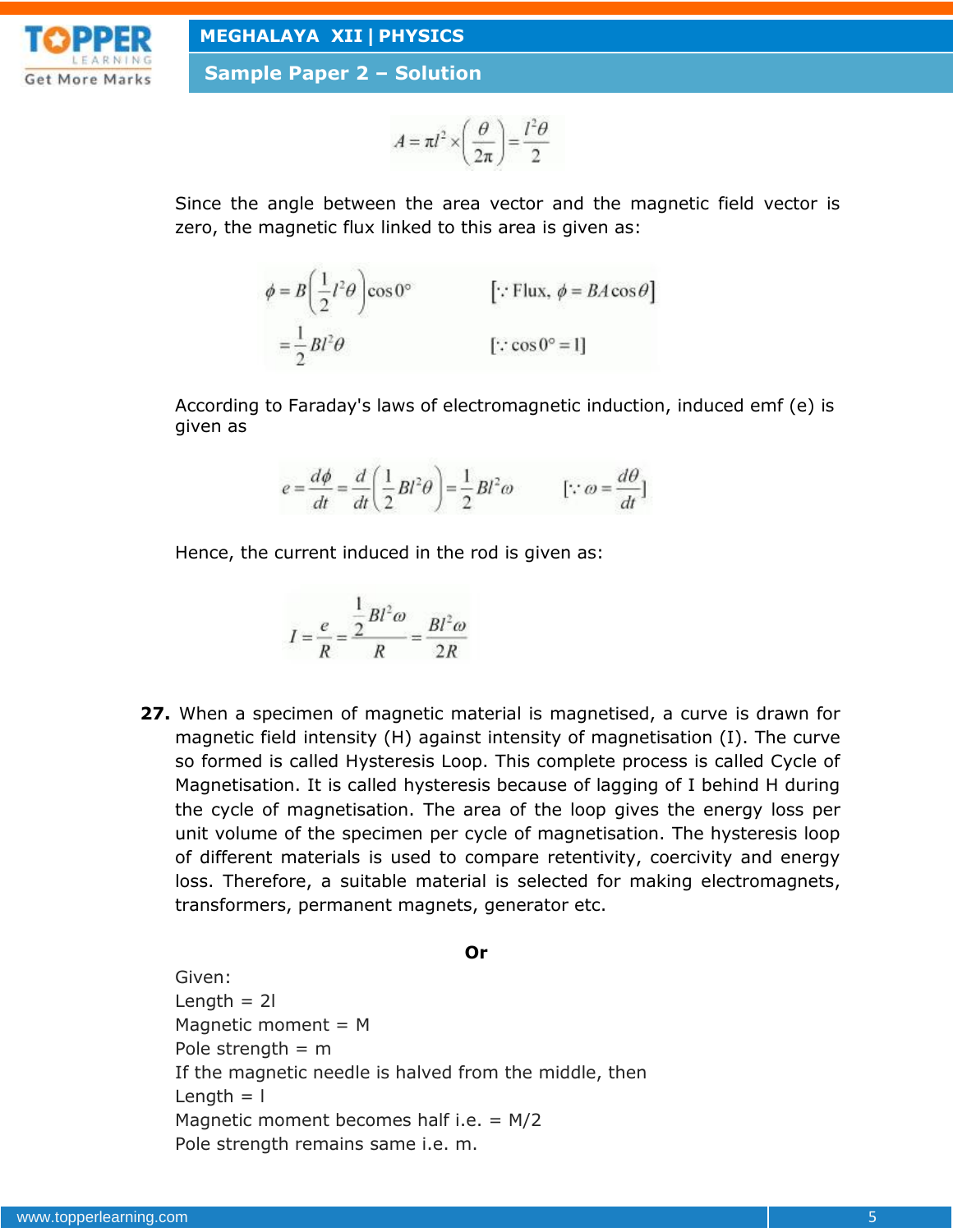$$A = \pi l^2 \times \left(\frac{\theta}{2\pi}\right) = \frac{l^2\theta}{2}$$

Since the angle between the area vector and the magnetic field vector is zero, the magnetic flux linked to this area is given as:

$$\phi = B\left(\frac{1}{2}l^2\theta\right)\cos 0^\circ \qquad [\because \text{Flux, } \phi = BA\cos\theta]$$

$$= \frac{1}{2}Bl^2\theta \qquad [\because \cos 0^\circ = 1]$$

According to Faraday's laws of electromagnetic induction, induced emf (e) is given as

$$e = \frac{d\phi}{dt} = \frac{d}{dt}\left(\frac{1}{2}Bl^2\theta\right) = \frac{1}{2}Bl^2\omega \qquad [\because \omega = \frac{d\theta}{dt}]$$

Hence, the current induced in the rod is given as:

$$I = \frac{e}{R} = \frac{\frac{1}{2}Bl^2\omega}{R} = \frac{Bl^2\omega}{2R}$$

**27.** When a specimen of magnetic material is magnetised, a curve is drawn for magnetic field intensity (H) against intensity of magnetisation (I). The curve so formed is called Hysteresis Loop. This complete process is called Cycle of Magnetisation. It is called hysteresis because of lagging of I behind H during the cycle of magnetisation. The area of the loop gives the energy loss per unit volume of the specimen per cycle of magnetisation. The hysteresis loop of different materials is used to compare retentivity, coercivity and energy loss. Therefore, a suitable material is selected for making electromagnets, transformers, permanent magnets, generator etc.

**Or**

Given:
Length = 2l
Magnetic moment = M
Pole strength = m
If the magnetic needle is halved from the middle, then
Length = l
Magnetic moment becomes half i.e. = M/2
Pole strength remains same i.e. m.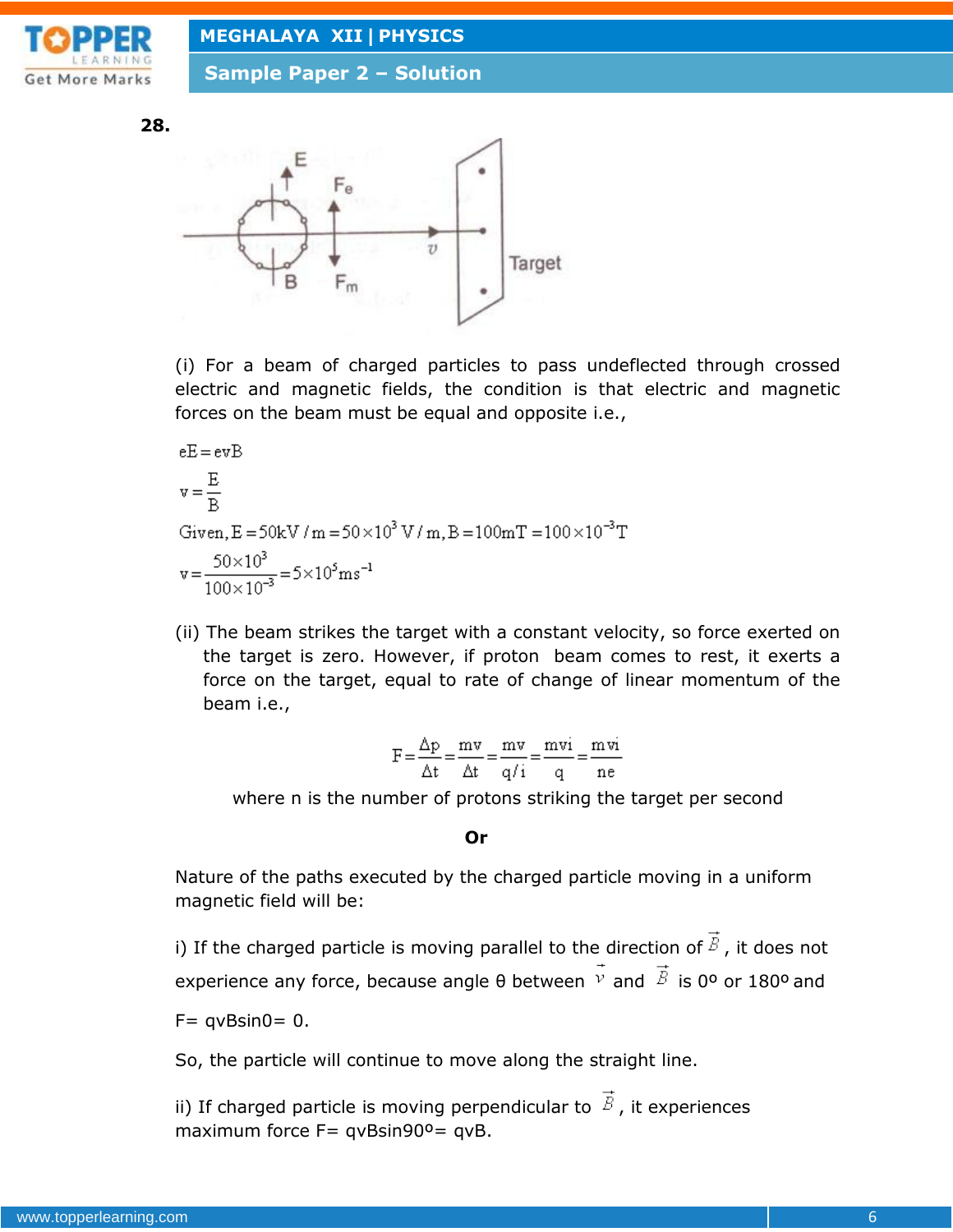**28.**

(i) For a beam of charged particles to pass undeflected through crossed electric and magnetic fields, the condition is that electric and magnetic forces on the beam must be equal and opposite i.e.,

$$eE = evB$$

$$v = \frac{E}{B}$$

Given, $E = 50\text{kV/m} = 50 \times 10^3 \text{ V/m}, B = 100\text{mT} = 100 \times 10^{-3}\text{T}$

$$v = \frac{50 \times 10^3}{100 \times 10^{-3}} = 5 \times 10^5 \text{ms}^{-1}$$

(ii) The beam strikes the target with a constant velocity, so force exerted on the target is zero. However, if proton beam comes to rest, it exerts a force on the target, equal to rate of change of linear momentum of the beam i.e.,

$$F = \frac{\Delta p}{\Delta t} = \frac{mv}{\Delta t} = \frac{mv}{q/i} = \frac{mvi}{q} = \frac{mvi}{ne}$$

where n is the number of protons striking the target per second

**Or**

Nature of the paths executed by the charged particle moving in a uniform magnetic field will be:

i) If the charged particle is moving parallel to the direction of $\vec{B}$, it does not experience any force, because angle θ between $\vec{v}$ and $\vec{B}$ is 0º or 180º and

F= qvBsin0= 0.

So, the particle will continue to move along the straight line.

ii) If charged particle is moving perpendicular to $\vec{B}$, it experiences maximum force F= qvBsin90º= qvB.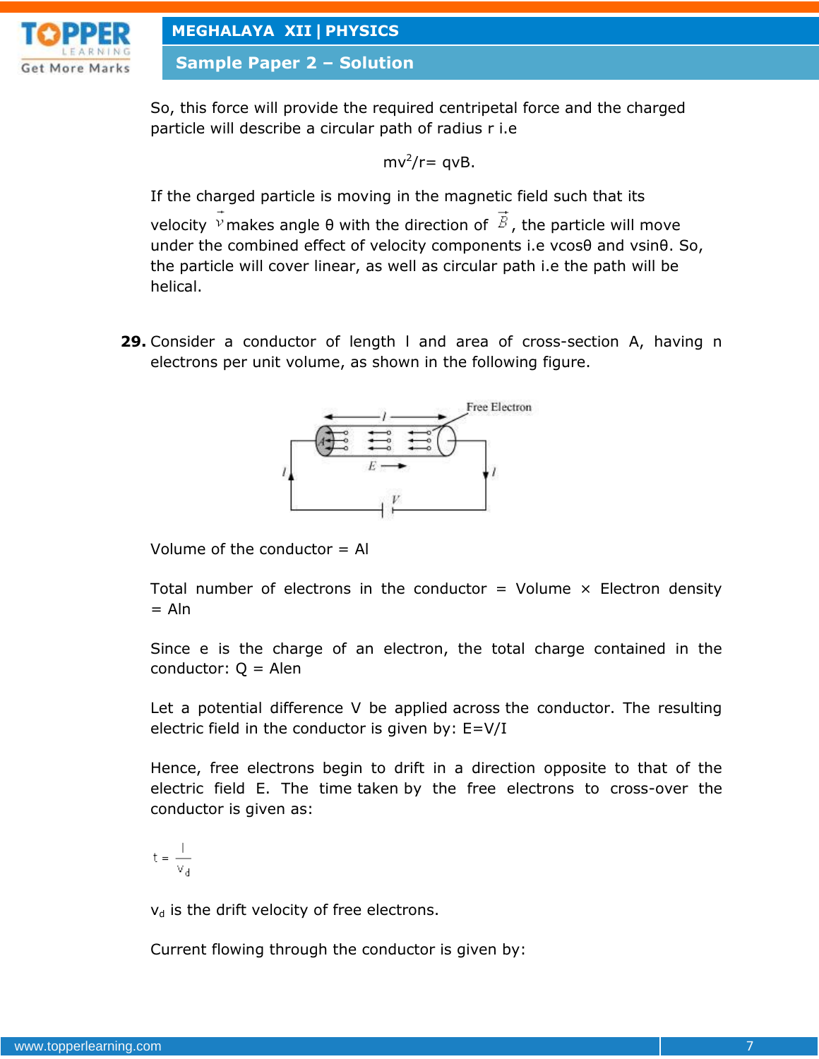So, this force will provide the required centripetal force and the charged particle will describe a circular path of radius r i.e

$$mv^2/r = qvB.$$

If the charged particle is moving in the magnetic field such that its velocity $\vec{v}$ makes angle θ with the direction of $\vec{B}$, the particle will move under the combined effect of velocity components i.e vcosθ and vsinθ. So, the particle will cover linear, as well as circular path i.e the path will be helical.

**29.** Consider a conductor of length l and area of cross-section A, having n electrons per unit volume, as shown in the following figure.

Volume of the conductor = Al

Total number of electrons in the conductor = Volume × Electron density = Aln

Since e is the charge of an electron, the total charge contained in the conductor: Q = Alen

Let a potential difference V be applied across the conductor. The resulting electric field in the conductor is given by: E=V/I

Hence, free electrons begin to drift in a direction opposite to that of the electric field E. The time taken by the free electrons to cross-over the conductor is given as:

$$t = \frac{l}{v_d}$$

$v_d$ is the drift velocity of free electrons.

Current flowing through the conductor is given by: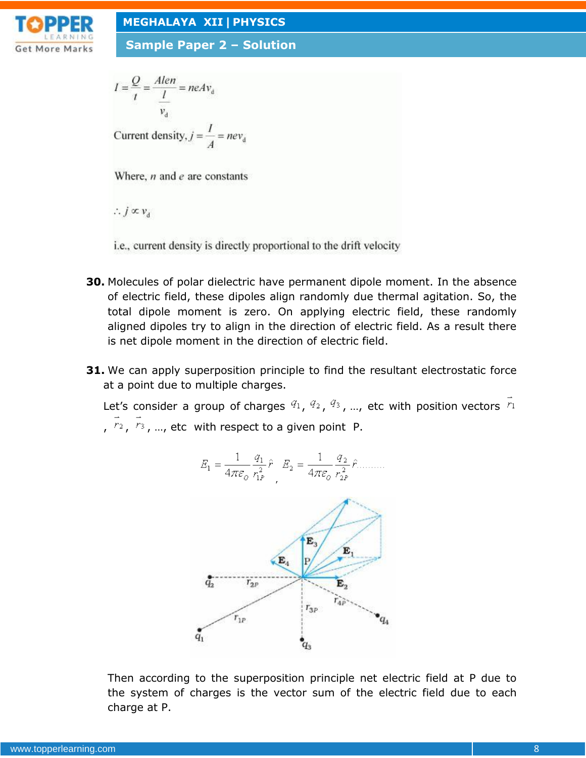$$I = \frac{Q}{t} = \frac{Alen}{\frac{l}{v_d}} = neAv_d$$

Current density, $j = \frac{I}{A} = nev_d$

Where, $n$ and $e$ are constants

$\therefore j \propto v_d$

i.e., current density is directly proportional to the drift velocity

**30.** Molecules of polar dielectric have permanent dipole moment. In the absence of electric field, these dipoles align randomly due thermal agitation. So, the total dipole moment is zero. On applying electric field, these randomly aligned dipoles try to align in the direction of electric field. As a result there is net dipole moment in the direction of electric field.

**31.** We can apply superposition principle to find the resultant electrostatic force at a point due to multiple charges.

Let's consider a group of charges $q_1$, $q_2$, $q_3$, …, etc with position vectors $\vec{r}_1$, $\vec{r}_2$, $\vec{r}_3$, …, etc with respect to a given point P.

$$E_1 = \frac{1}{4\pi\varepsilon_0}\frac{q_1}{r_{1P}^2}\hat{r}, \quad E_2 = \frac{1}{4\pi\varepsilon_0}\frac{q_2}{r_{2P}^2}\hat{r} \ldots\ldots\ldots$$

Then according to the superposition principle net electric field at P due to the system of charges is the vector sum of the electric field due to each charge at P.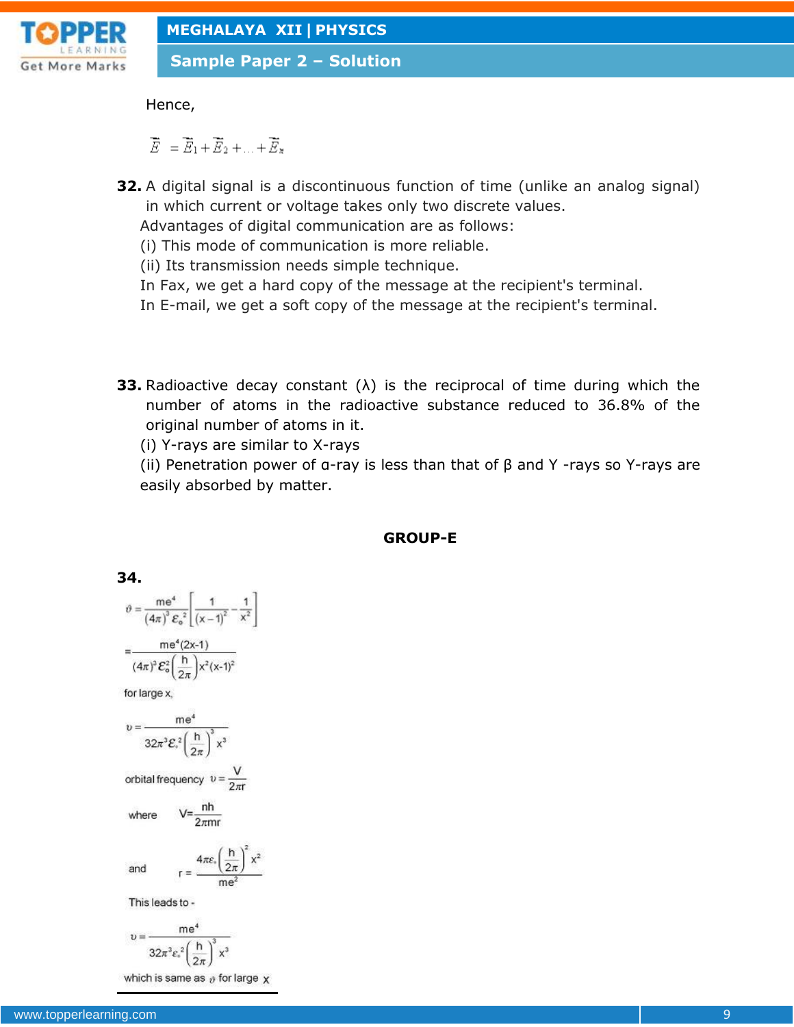Hence,

$$\vec{E} = \vec{E}_1 + \vec{E}_2 + \ldots + \vec{E}_n$$

**32.** A digital signal is a discontinuous function of time (unlike an analog signal) in which current or voltage takes only two discrete values.

Advantages of digital communication are as follows:

(i) This mode of communication is more reliable.

(ii) Its transmission needs simple technique.

In Fax, we get a hard copy of the message at the recipient's terminal.

In E-mail, we get a soft copy of the message at the recipient's terminal.

**33.** Radioactive decay constant (λ) is the reciprocal of time during which the number of atoms in the radioactive substance reduced to 36.8% of the original number of atoms in it.

(i) Y-rays are similar to X-rays

(ii) Penetration power of α-ray is less than that of β and Y -rays so Y-rays are easily absorbed by matter.

## GROUP-E

**34.**

$$\vartheta = \frac{me^4}{(4\pi)^3 \varepsilon_o^2}\left[\frac{1}{(x-1)^2} - \frac{1}{x^2}\right]$$

$$= \frac{me^4(2x-1)}{(4\pi)^3 \varepsilon_o^2 \left(\frac{h}{2\pi}\right) x^2 (x-1)^2}$$

for large x,

$$\upsilon = \frac{me^4}{32\pi^3 \varepsilon_o^2 \left(\frac{h}{2\pi}\right)^3 x^3}$$

orbital frequency $\upsilon = \frac{V}{2\pi r}$

where $V = \frac{nh}{2\pi mr}$

and $r = \frac{4\pi\varepsilon_o \left(\frac{h}{2\pi}\right)^2 x^2}{me^2}$

This leads to -

$$\upsilon = \frac{me^4}{32\pi^3 \varepsilon_o^2 \left(\frac{h}{2\pi}\right)^3 x^3}$$

which is same as $\vartheta$ for large x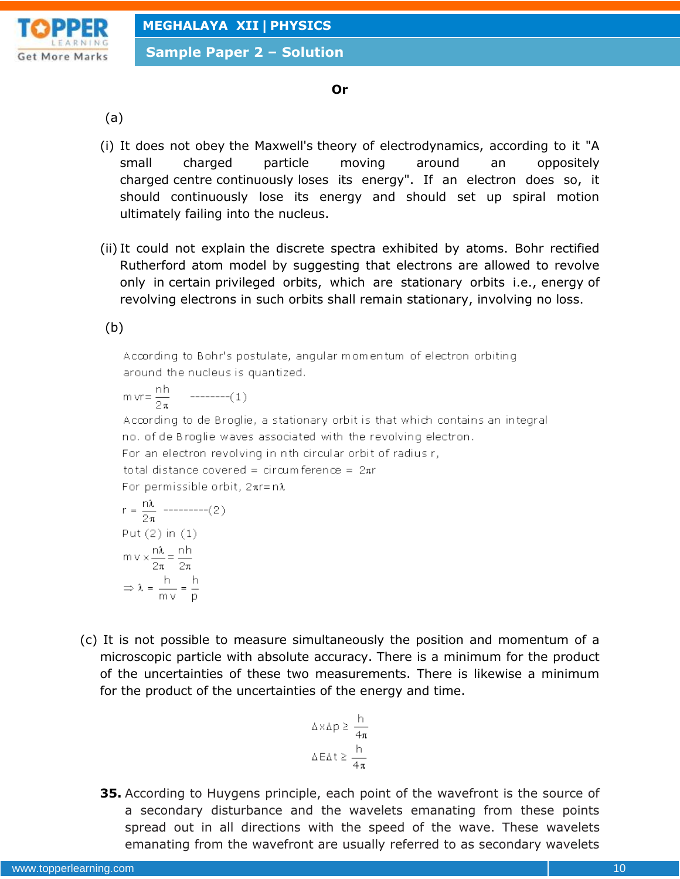**Or**

(a)

(i) It does not obey the Maxwell's theory of electrodynamics, according to it "A small charged particle moving around an oppositely charged centre continuously loses its energy". If an electron does so, it should continuously lose its energy and should set up spiral motion ultimately failing into the nucleus.

(ii) It could not explain the discrete spectra exhibited by atoms. Bohr rectified Rutherford atom model by suggesting that electrons are allowed to revolve only in certain privileged orbits, which are stationary orbits i.e., energy of revolving electrons in such orbits shall remain stationary, involving no loss.

(b)

According to Bohr's postulate, angular momentum of electron orbiting around the nucleus is quantized.

$$mvr = \frac{nh}{2\pi} \quad \text{--------(1)}$$

According to de Broglie, a stationary orbit is that which contains an integral no. of de Broglie waves associated with the revolving electron.

For an electron revolving in nth circular orbit of radius r,

total distance covered = circumference = $2\pi r$

For permissible orbit, $2\pi r = n\lambda$

$$r = \frac{n\lambda}{2\pi} \quad \text{---------(2)}$$

Put (2) in (1)

$$mv \times \frac{n\lambda}{2\pi} = \frac{nh}{2\pi}$$

$$\Rightarrow \lambda = \frac{h}{mv} = \frac{h}{p}$$

(c) It is not possible to measure simultaneously the position and momentum of a microscopic particle with absolute accuracy. There is a minimum for the product of the uncertainties of these two measurements. There is likewise a minimum for the product of the uncertainties of the energy and time.

$$\Delta x \Delta p \geq \frac{h}{4\pi}$$

$$\Delta E \Delta t \geq \frac{h}{4\pi}$$

**35.** According to Huygens principle, each point of the wavefront is the source of a secondary disturbance and the wavelets emanating from these points spread out in all directions with the speed of the wave. These wavelets emanating from the wavefront are usually referred to as secondary wavelets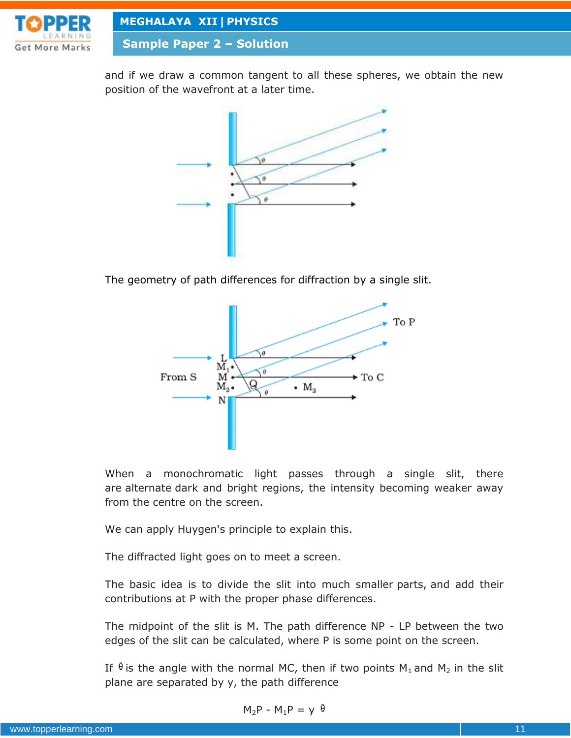and if we draw a common tangent to all these spheres, we obtain the new position of the wavefront at a later time.

The geometry of path differences for diffraction by a single slit.

When a monochromatic light passes through a single slit, there are alternate dark and bright regions, the intensity becoming weaker away from the centre on the screen.

We can apply Huygen's principle to explain this.

The diffracted light goes on to meet a screen.

The basic idea is to divide the slit into much smaller parts, and add their contributions at P with the proper phase differences.

The midpoint of the slit is M. The path difference NP - LP between the two edges of the slit can be calculated, where P is some point on the screen.

If $\theta$ is the angle with the normal MC, then if two points $M_1$ and $M_2$ in the slit plane are separated by y, the path difference

$$M_2P - M_1P = y\,\theta$$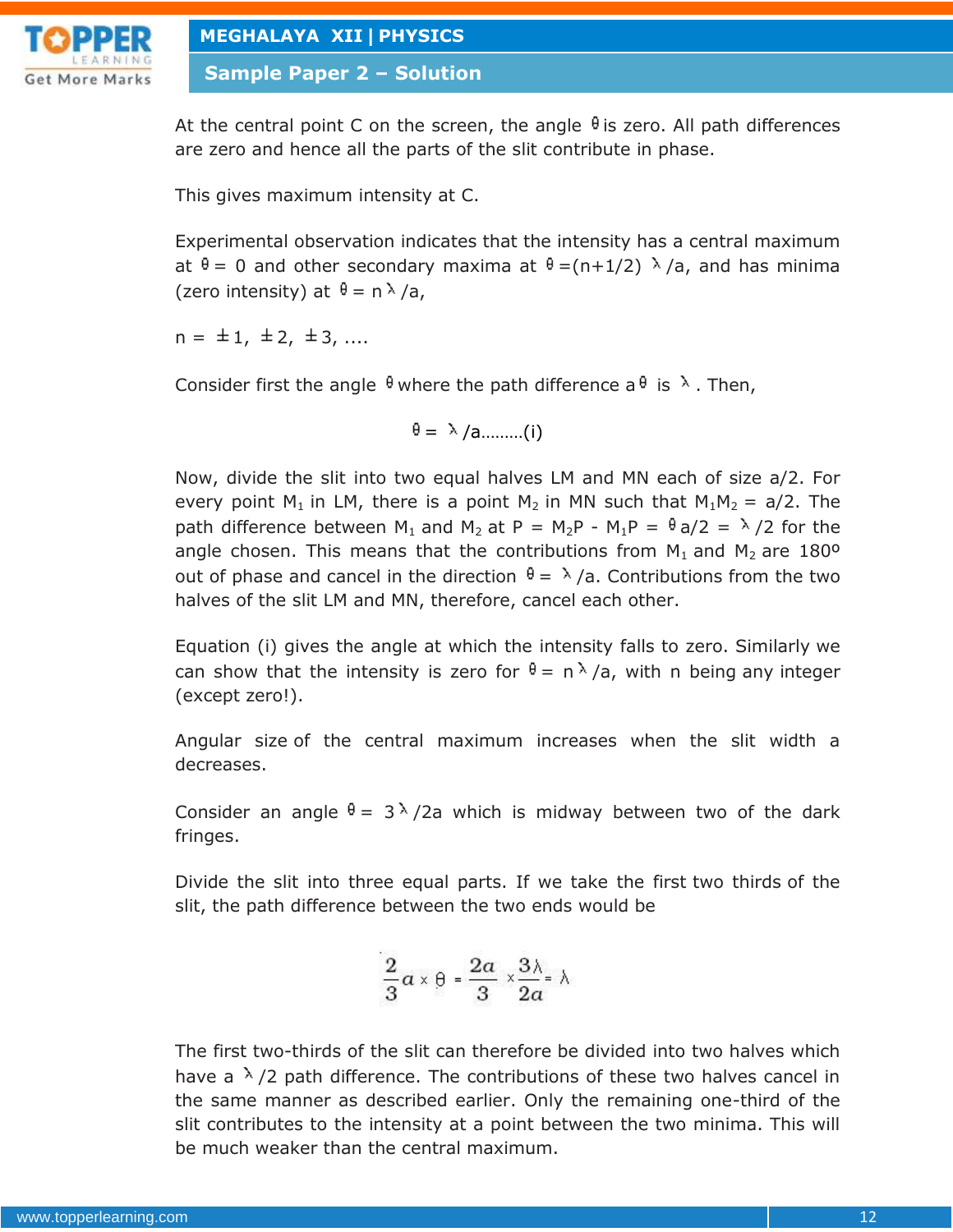At the central point C on the screen, the angle $\theta$ is zero. All path differences are zero and hence all the parts of the slit contribute in phase.

This gives maximum intensity at C.

Experimental observation indicates that the intensity has a central maximum at $\theta = 0$ and other secondary maxima at $\theta = (n+1/2)\lambda/a$, and has minima (zero intensity) at $\theta = n\lambda/a$,

$n = \pm 1, \pm 2, \pm 3, ....$

Consider first the angle $\theta$ where the path difference $a\theta$ is $\lambda$. Then,

$$\theta = \lambda/a .........(i)$$

Now, divide the slit into two equal halves LM and MN each of size a/2. For every point $M_1$ in LM, there is a point $M_2$ in MN such that $M_1M_2 = a/2$. The path difference between $M_1$ and $M_2$ at P $= M_2P - M_1P = \theta a/2 = \lambda/2$ for the angle chosen. This means that the contributions from $M_1$ and $M_2$ are 180º out of phase and cancel in the direction $\theta = \lambda/a$. Contributions from the two halves of the slit LM and MN, therefore, cancel each other.

Equation (i) gives the angle at which the intensity falls to zero. Similarly we can show that the intensity is zero for $\theta = n\lambda/a$, with n being any integer (except zero!).

Angular size of the central maximum increases when the slit width a decreases.

Consider an angle $\theta = 3\lambda/2a$ which is midway between two of the dark fringes.

Divide the slit into three equal parts. If we take the first two thirds of the slit, the path difference between the two ends would be

$$\frac{2}{3}a \times \theta = \frac{2a}{3} \times \frac{3\lambda}{2a} = \lambda$$

The first two-thirds of the slit can therefore be divided into two halves which have a $\lambda/2$ path difference. The contributions of these two halves cancel in the same manner as described earlier. Only the remaining one-third of the slit contributes to the intensity at a point between the two minima. This will be much weaker than the central maximum.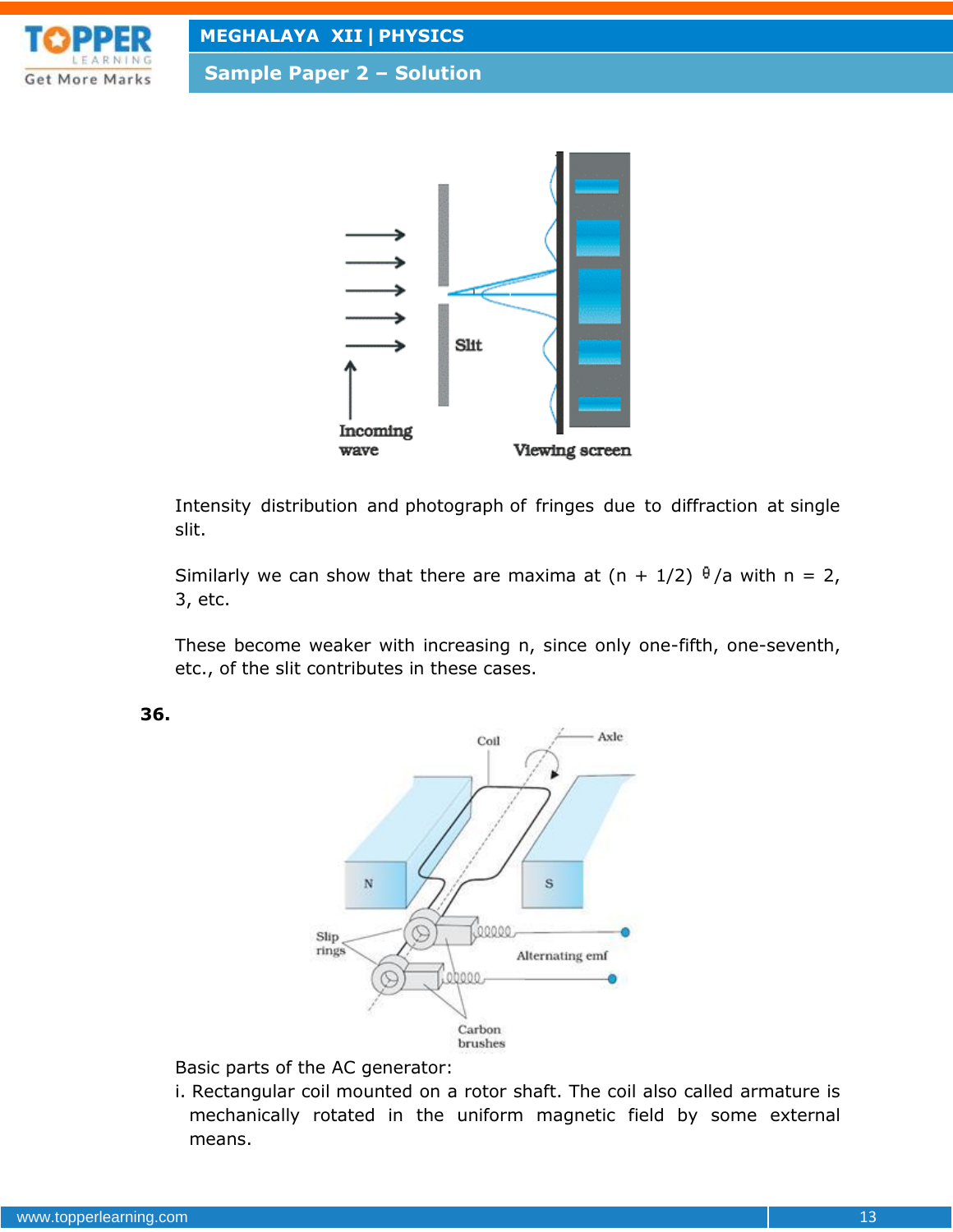Intensity distribution and photograph of fringes due to diffraction at single slit.

Similarly we can show that there are maxima at $(n + 1/2)\,\lambda/a$ with n = 2, 3, etc.

These become weaker with increasing n, since only one-fifth, one-seventh, etc., of the slit contributes in these cases.

**36.**

Basic parts of the AC generator:

i. Rectangular coil mounted on a rotor shaft. The coil also called armature is mechanically rotated in the uniform magnetic field by some external means.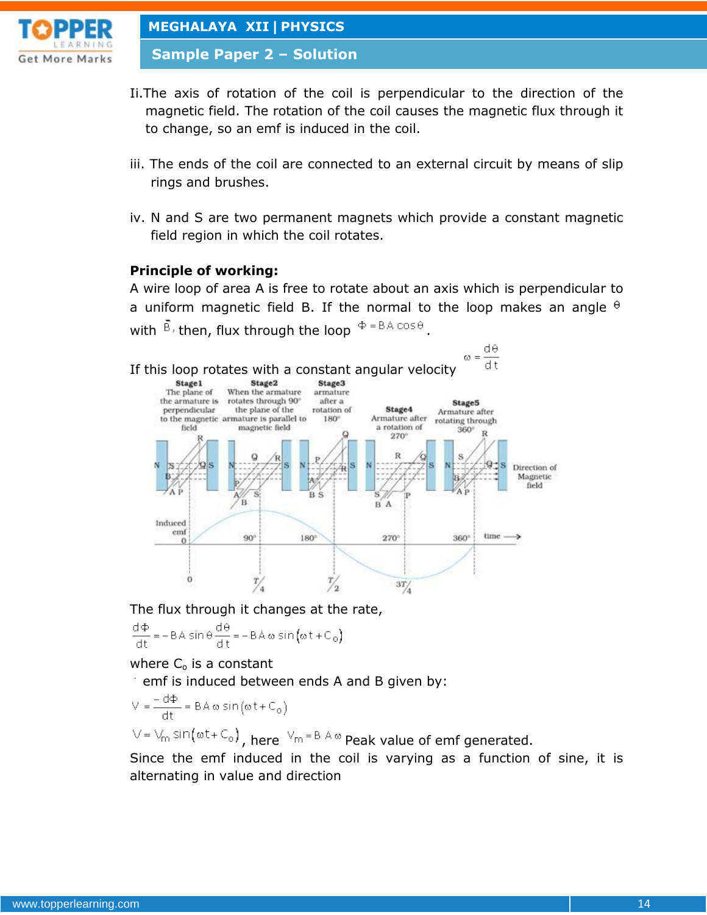ii. The axis of rotation of the coil is perpendicular to the direction of the magnetic field. The rotation of the coil causes the magnetic flux through it to change, so an emf is induced in the coil.

iii. The ends of the coil are connected to an external circuit by means of slip rings and brushes.

iv. N and S are two permanent magnets which provide a constant magnetic field region in which the coil rotates.

**Principle of working:**

A wire loop of area A is free to rotate about an axis which is perpendicular to a uniform magnetic field B. If the normal to the loop makes an angle $\theta$ with $\vec{B}$, then, flux through the loop $\Phi = BA\cos\theta$.

If this loop rotates with a constant angular velocity $\omega = \frac{d\theta}{dt}$

Stage1 The plane of the armature is perpendicular to the magnetic field

Stage2 When the armature rotates through 90° the plane of the armature is parallel to magnetic field

Stage3 armature after a rotation of 180°

Stage4 Armature after a rotation of 270°

Stage5 Armature after rotating through 360°

Direction of Magnetic field

Induced emf

0

90°

180°

270°

360°

time →

0

T/4

T/2

3T/4

The flux through it changes at the rate,

$$\frac{d\Phi}{dt} = -BA\sin\theta\frac{d\theta}{dt} = -BA\omega\sin(\omega t + C_o)$$

where $C_o$ is a constant

emf is induced between ends A and B given by:

$$V = \frac{-d\Phi}{dt} = BA\omega\sin(\omega t + C_o)$$

$V = V_m \sin(\omega t + C_o)$, here $V_m = BA\omega$ Peak value of emf generated.

Since the emf induced in the coil is varying as a function of sine, it is alternating in value and direction